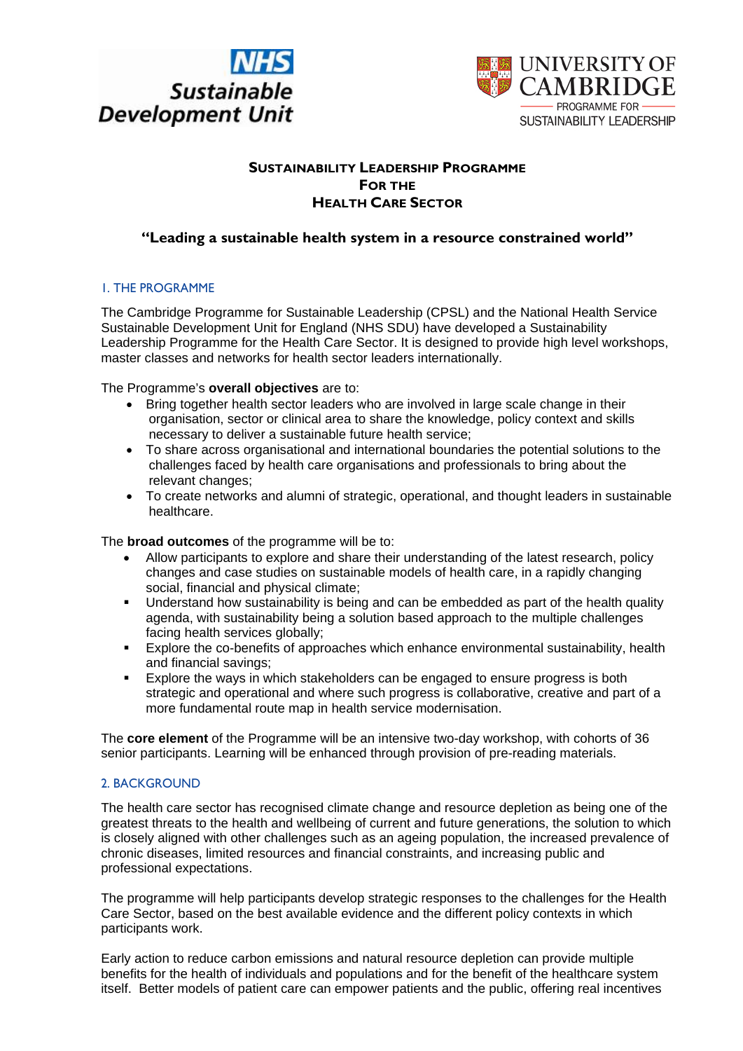NHS Sustainable Development Unit

UNIVERSITY OF CAMBRIDGE
PROGRAMME FOR SUSTAINABILITY LEADERSHIP

# SUSTAINABILITY LEADERSHIP PROGRAMME FOR THE HEALTH CARE SECTOR

**"Leading a sustainable health system in a resource constrained world"**

## 1. THE PROGRAMME

The Cambridge Programme for Sustainable Leadership (CPSL) and the National Health Service Sustainable Development Unit for England (NHS SDU) have developed a Sustainability Leadership Programme for the Health Care Sector. It is designed to provide high level workshops, master classes and networks for health sector leaders internationally.

The Programme's **overall objectives** are to:

- Bring together health sector leaders who are involved in large scale change in their organisation, sector or clinical area to share the knowledge, policy context and skills necessary to deliver a sustainable future health service;
- To share across organisational and international boundaries the potential solutions to the challenges faced by health care organisations and professionals to bring about the relevant changes;
- To create networks and alumni of strategic, operational, and thought leaders in sustainable healthcare.

The **broad outcomes** of the programme will be to:

- Allow participants to explore and share their understanding of the latest research, policy changes and case studies on sustainable models of health care, in a rapidly changing social, financial and physical climate;
- Understand how sustainability is being and can be embedded as part of the health quality agenda, with sustainability being a solution based approach to the multiple challenges facing health services globally;
- Explore the co-benefits of approaches which enhance environmental sustainability, health and financial savings;
- Explore the ways in which stakeholders can be engaged to ensure progress is both strategic and operational and where such progress is collaborative, creative and part of a more fundamental route map in health service modernisation.

The **core element** of the Programme will be an intensive two-day workshop, with cohorts of 36 senior participants. Learning will be enhanced through provision of pre-reading materials.

## 2. BACKGROUND

The health care sector has recognised climate change and resource depletion as being one of the greatest threats to the health and wellbeing of current and future generations, the solution to which is closely aligned with other challenges such as an ageing population, the increased prevalence of chronic diseases, limited resources and financial constraints, and increasing public and professional expectations.

The programme will help participants develop strategic responses to the challenges for the Health Care Sector, based on the best available evidence and the different policy contexts in which participants work.

Early action to reduce carbon emissions and natural resource depletion can provide multiple benefits for the health of individuals and populations and for the benefit of the healthcare system itself. Better models of patient care can empower patients and the public, offering real incentives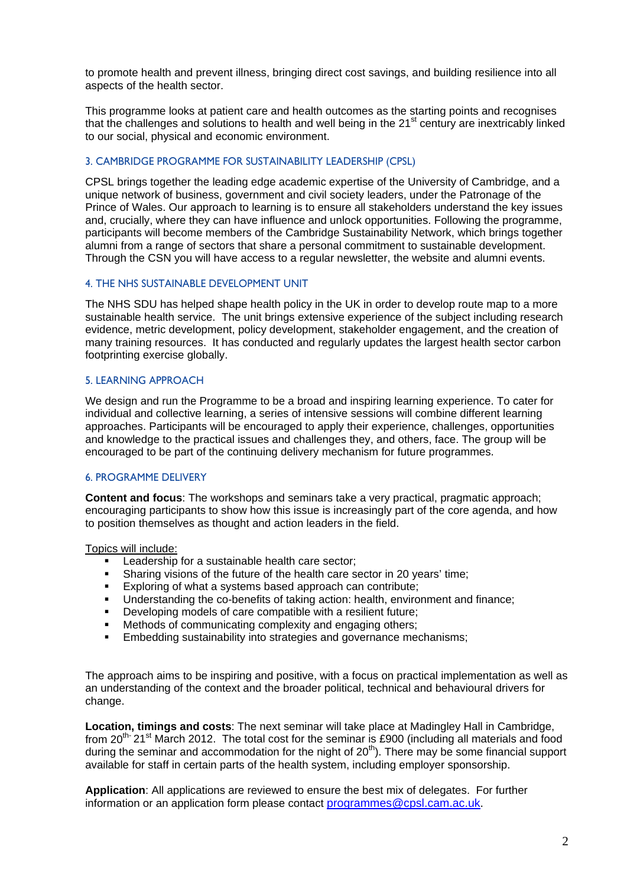to promote health and prevent illness, bringing direct cost savings, and building resilience into all aspects of the health sector.

This programme looks at patient care and health outcomes as the starting points and recognises that the challenges and solutions to health and well being in the 21st century are inextricably linked to our social, physical and economic environment.

## 3. CAMBRIDGE PROGRAMME FOR SUSTAINABILITY LEADERSHIP (CPSL)

CPSL brings together the leading edge academic expertise of the University of Cambridge, and a unique network of business, government and civil society leaders, under the Patronage of the Prince of Wales. Our approach to learning is to ensure all stakeholders understand the key issues and, crucially, where they can have influence and unlock opportunities. Following the programme, participants will become members of the Cambridge Sustainability Network, which brings together alumni from a range of sectors that share a personal commitment to sustainable development. Through the CSN you will have access to a regular newsletter, the website and alumni events.

## 4. THE NHS SUSTAINABLE DEVELOPMENT UNIT

The NHS SDU has helped shape health policy in the UK in order to develop route map to a more sustainable health service. The unit brings extensive experience of the subject including research evidence, metric development, policy development, stakeholder engagement, and the creation of many training resources. It has conducted and regularly updates the largest health sector carbon footprinting exercise globally.

## 5. LEARNING APPROACH

We design and run the Programme to be a broad and inspiring learning experience. To cater for individual and collective learning, a series of intensive sessions will combine different learning approaches. Participants will be encouraged to apply their experience, challenges, opportunities and knowledge to the practical issues and challenges they, and others, face. The group will be encouraged to be part of the continuing delivery mechanism for future programmes.

## 6. PROGRAMME DELIVERY

**Content and focus**: The workshops and seminars take a very practical, pragmatic approach; encouraging participants to show how this issue is increasingly part of the core agenda, and how to position themselves as thought and action leaders in the field.

Topics will include:

- Leadership for a sustainable health care sector;
- Sharing visions of the future of the health care sector in 20 years' time;
- Exploring of what a systems based approach can contribute;
- Understanding the co-benefits of taking action: health, environment and finance;
- Developing models of care compatible with a resilient future;
- Methods of communicating complexity and engaging others;
- Embedding sustainability into strategies and governance mechanisms;

The approach aims to be inspiring and positive, with a focus on practical implementation as well as an understanding of the context and the broader political, technical and behavioural drivers for change.

**Location, timings and costs**: The next seminar will take place at Madingley Hall in Cambridge, from 20th- 21st March 2012. The total cost for the seminar is £900 (including all materials and food during the seminar and accommodation for the night of 20th). There may be some financial support available for staff in certain parts of the health system, including employer sponsorship.

**Application**: All applications are reviewed to ensure the best mix of delegates. For further information or an application form please contact programmes@cpsl.cam.ac.uk.